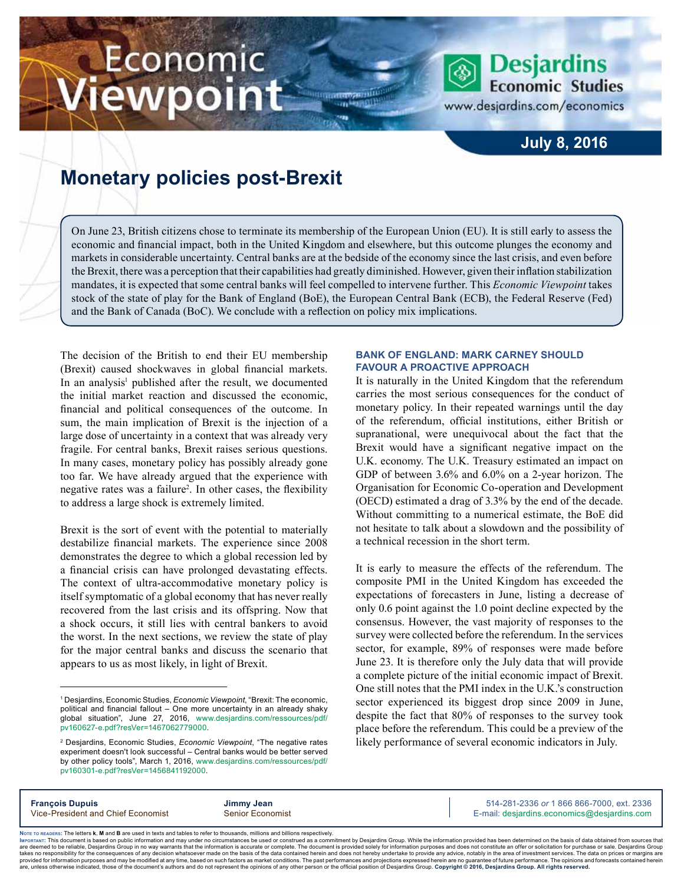Economic Viewpoint

Desjardins Economic Studies
www.desjardins.com/economics

July 8, 2016

# Monetary policies post-Brexit

On June 23, British citizens chose to terminate its membership of the European Union (EU). It is still early to assess the economic and financial impact, both in the United Kingdom and elsewhere, but this outcome plunges the economy and markets in considerable uncertainty. Central banks are at the bedside of the economy since the last crisis, and even before the Brexit, there was a perception that their capabilities had greatly diminished. However, given their inflation stabilization mandates, it is expected that some central banks will feel compelled to intervene further. This *Economic Viewpoint* takes stock of the state of play for the Bank of England (BoE), the European Central Bank (ECB), the Federal Reserve (Fed) and the Bank of Canada (BoC). We conclude with a reflection on policy mix implications.

The decision of the British to end their EU membership (Brexit) caused shockwaves in global financial markets. In an analysis[1] published after the result, we documented the initial market reaction and discussed the economic, financial and political consequences of the outcome. In sum, the main implication of Brexit is the injection of a large dose of uncertainty in a context that was already very fragile. For central banks, Brexit raises serious questions. In many cases, monetary policy has possibly already gone too far. We have already argued that the experience with negative rates was a failure[2]. In other cases, the flexibility to address a large shock is extremely limited.

Brexit is the sort of event with the potential to materially destabilize financial markets. The experience since 2008 demonstrates the degree to which a global recession led by a financial crisis can have prolonged devastating effects. The context of ultra-accommodative monetary policy is itself symptomatic of a global economy that has never really recovered from the last crisis and its offspring. Now that a shock occurs, it still lies with central bankers to avoid the worst. In the next sections, we review the state of play for the major central banks and discuss the scenario that appears to us as most likely, in light of Brexit.

[1] Desjardins, Economic Studies, *Economic Viewpoint*, "Brexit: The economic, political and financial fallout – One more uncertainty in an already shaky global situation", June 27, 2016, www.desjardins.com/ressources/pdf/pv160627-e.pdf?resVer=1467062779000.

[2] Desjardins, Economic Studies, *Economic Viewpoint*, "The negative rates experiment doesn't look successful – Central banks would be better served by other policy tools", March 1, 2016, www.desjardins.com/ressources/pdf/pv160301-e.pdf?resVer=1456841192000.

### BANK OF ENGLAND: MARK CARNEY SHOULD FAVOUR A PROACTIVE APPROACH

It is naturally in the United Kingdom that the referendum carries the most serious consequences for the conduct of monetary policy. In their repeated warnings until the day of the referendum, official institutions, either British or supranational, were unequivocal about the fact that the Brexit would have a significant negative impact on the U.K. economy. The U.K. Treasury estimated an impact on GDP of between 3.6% and 6.0% on a 2-year horizon. The Organisation for Economic Co-operation and Development (OECD) estimated a drag of 3.3% by the end of the decade. Without committing to a numerical estimate, the BoE did not hesitate to talk about a slowdown and the possibility of a technical recession in the short term.

It is early to measure the effects of the referendum. The composite PMI in the United Kingdom has exceeded the expectations of forecasters in June, listing a decrease of only 0.6 point against the 1.0 point decline expected by the consensus. However, the vast majority of responses to the survey were collected before the referendum. In the services sector, for example, 89% of responses were made before June 23. It is therefore only the July data that will provide a complete picture of the initial economic impact of Brexit. One still notes that the PMI index in the U.K.'s construction sector experienced its biggest drop since 2009 in June, despite the fact that 80% of responses to the survey took place before the referendum. This could be a preview of the likely performance of several economic indicators in July.

**François Dupuis**
Vice-President and Chief Economist

**Jimmy Jean**
Senior Economist

514-281-2336 *or* 1 866 866-7000, ext. 2336
E-mail: desjardins.economics@desjardins.com

Note to readers: The letters **k**, **M** and **B** are used in texts and tables to refer to thousands, millions and billions respectively.
Important: This document is based on public information and may under no circumstances be used or construed as a commitment by Desjardins Group. While the information provided has been determined on the basis of data obtained from sources that are deemed to be reliable, Desjardins Group in no way warrants that the information is accurate or complete. The document is provided solely for information purposes and does not constitute an offer or solicitation for purchase or sale. Desjardins Group takes no responsibility for the consequences of any decision whatsoever made on the basis of the data contained herein and does not hereby undertake to provide any advice, notably in the area of investment services. The data on prices or margins are provided for information purposes and may be modified at any time, based on such factors as market conditions. The past performances and projections expressed herein are no guarantee of future performance. The opinions and forecasts contained herein are, unless otherwise indicated, those of the document's authors and do not represent the opinions of any other person or the official position of Desjardins Group. **Copyright © 2016, Desjardins Group. All rights reserved.**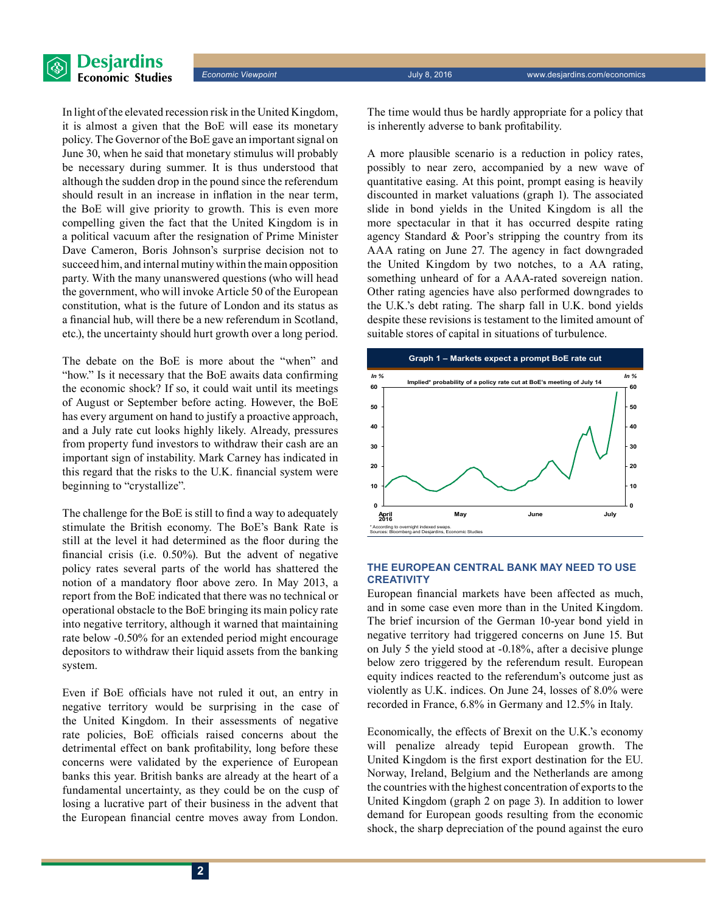In light of the elevated recession risk in the United Kingdom, it is almost a given that the BoE will ease its monetary policy. The Governor of the BoE gave an important signal on June 30, when he said that monetary stimulus will probably be necessary during summer. It is thus understood that although the sudden drop in the pound since the referendum should result in an increase in inflation in the near term, the BoE will give priority to growth. This is even more compelling given the fact that the United Kingdom is in a political vacuum after the resignation of Prime Minister Dave Cameron, Boris Johnson's surprise decision not to succeed him, and internal mutiny within the main opposition party. With the many unanswered questions (who will head the government, who will invoke Article 50 of the European constitution, what is the future of London and its status as a financial hub, will there be a new referendum in Scotland, etc.), the uncertainty should hurt growth over a long period.

The debate on the BoE is more about the "when" and "how." Is it necessary that the BoE awaits data confirming the economic shock? If so, it could wait until its meetings of August or September before acting. However, the BoE has every argument on hand to justify a proactive approach, and a July rate cut looks highly likely. Already, pressures from property fund investors to withdraw their cash are an important sign of instability. Mark Carney has indicated in this regard that the risks to the U.K. financial system were beginning to "crystallize".

The challenge for the BoE is still to find a way to adequately stimulate the British economy. The BoE's Bank Rate is still at the level it had determined as the floor during the financial crisis (i.e. 0.50%). But the advent of negative policy rates several parts of the world has shattered the notion of a mandatory floor above zero. In May 2013, a report from the BoE indicated that there was no technical or operational obstacle to the BoE bringing its main policy rate into negative territory, although it warned that maintaining rate below -0.50% for an extended period might encourage depositors to withdraw their liquid assets from the banking system.

Even if BoE officials have not ruled it out, an entry in negative territory would be surprising in the case of the United Kingdom. In their assessments of negative rate policies, BoE officials raised concerns about the detrimental effect on bank profitability, long before these concerns were validated by the experience of European banks this year. British banks are already at the heart of a fundamental uncertainty, as they could be on the cusp of losing a lucrative part of their business in the advent that the European financial centre moves away from London. The time would thus be hardly appropriate for a policy that is inherently adverse to bank profitability.

A more plausible scenario is a reduction in policy rates, possibly to near zero, accompanied by a new wave of quantitative easing. At this point, prompt easing is heavily discounted in market valuations (graph 1). The associated slide in bond yields in the United Kingdom is all the more spectacular in that it has occurred despite rating agency Standard & Poor's stripping the country from its AAA rating on June 27. The agency in fact downgraded the United Kingdom by two notches, to a AA rating, something unheard of for a AAA-rated sovereign nation. Other rating agencies have also performed downgrades to the U.K.'s debt rating. The sharp fall in U.K. bond yields despite these revisions is testament to the limited amount of suitable stores of capital in situations of turbulence.

**Graph 1 – Markets expect a prompt BoE rate cut**

Implied* probability of a policy rate cut at BoE's meeting of July 14 (In %)

\* According to overnight indexed swaps.
Sources: Bloomberg and Desjardins, Economic Studies

## THE EUROPEAN CENTRAL BANK MAY NEED TO USE CREATIVITY

European financial markets have been affected as much, and in some case even more than in the United Kingdom. The brief incursion of the German 10-year bond yield in negative territory had triggered concerns on June 15. But on July 5 the yield stood at -0.18%, after a decisive plunge below zero triggered by the referendum result. European equity indices reacted to the referendum's outcome just as violently as U.K. indices. On June 24, losses of 8.0% were recorded in France, 6.8% in Germany and 12.5% in Italy.

Economically, the effects of Brexit on the U.K.'s economy will penalize already tepid European growth. The United Kingdom is the first export destination for the EU. Norway, Ireland, Belgium and the Netherlands are among the countries with the highest concentration of exports to the United Kingdom (graph 2 on page 3). In addition to lower demand for European goods resulting from the economic shock, the sharp depreciation of the pound against the euro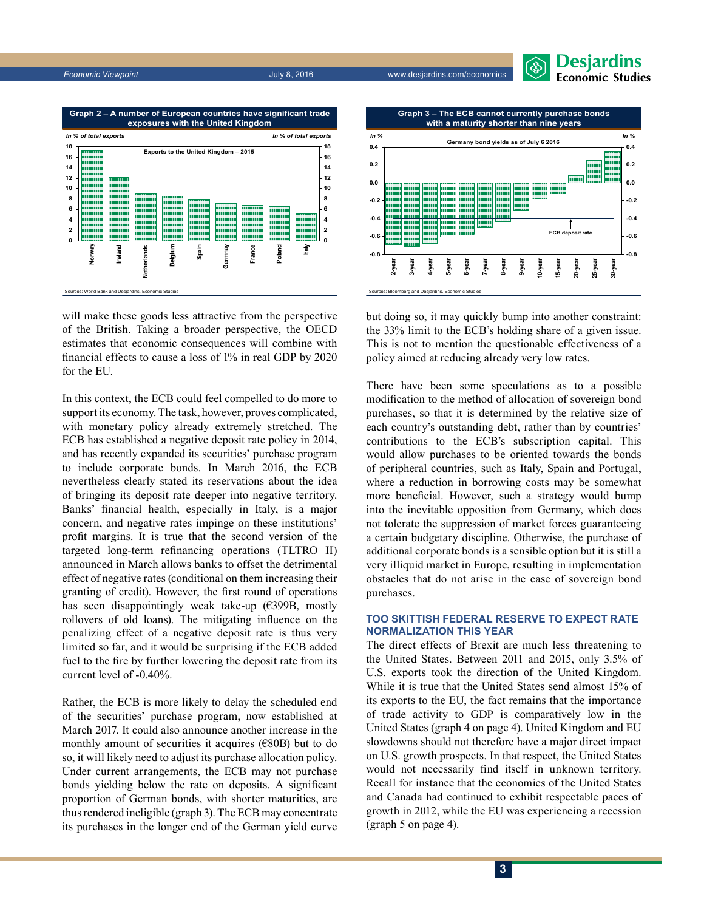**Graph 2 – A number of European countries have significant trade exposures with the United Kingdom**

*In % of total exports*

Exports to the United Kingdom – 2015

Sources: World Bank and Desjardins, Economic Studies

**Graph 3 – The ECB cannot currently purchase bonds with a maturity shorter than nine years**

*In %*

Germany bond yields as of July 6 2016

Sources: Bloomberg and Desjardins, Economic Studies

will make these goods less attractive from the perspective of the British. Taking a broader perspective, the OECD estimates that economic consequences will combine with financial effects to cause a loss of 1% in real GDP by 2020 for the EU.

In this context, the ECB could feel compelled to do more to support its economy. The task, however, proves complicated, with monetary policy already extremely stretched. The ECB has established a negative deposit rate policy in 2014, and has recently expanded its securities' purchase program to include corporate bonds. In March 2016, the ECB nevertheless clearly stated its reservations about the idea of bringing its deposit rate deeper into negative territory. Banks' financial health, especially in Italy, is a major concern, and negative rates impinge on these institutions' profit margins. It is true that the second version of the targeted long-term refinancing operations (TLTRO II) announced in March allows banks to offset the detrimental effect of negative rates (conditional on them increasing their granting of credit). However, the first round of operations has seen disappointingly weak take-up (€399B, mostly rollovers of old loans). The mitigating influence on the penalizing effect of a negative deposit rate is thus very limited so far, and it would be surprising if the ECB added fuel to the fire by further lowering the deposit rate from its current level of -0.40%.

Rather, the ECB is more likely to delay the scheduled end of the securities' purchase program, now established at March 2017. It could also announce another increase in the monthly amount of securities it acquires (€80B) but to do so, it will likely need to adjust its purchase allocation policy. Under current arrangements, the ECB may not purchase bonds yielding below the rate on deposits. A significant proportion of German bonds, with shorter maturities, are thus rendered ineligible (graph 3). The ECB may concentrate its purchases in the longer end of the German yield curve but doing so, it may quickly bump into another constraint: the 33% limit to the ECB's holding share of a given issue. This is not to mention the questionable effectiveness of a policy aimed at reducing already very low rates.

There have been some speculations as to a possible modification to the method of allocation of sovereign bond purchases, so that it is determined by the relative size of each country's outstanding debt, rather than by countries' contributions to the ECB's subscription capital. This would allow purchases to be oriented towards the bonds of peripheral countries, such as Italy, Spain and Portugal, where a reduction in borrowing costs may be somewhat more beneficial. However, such a strategy would bump into the inevitable opposition from Germany, which does not tolerate the suppression of market forces guaranteeing a certain budgetary discipline. Otherwise, the purchase of additional corporate bonds is a sensible option but it is still a very illiquid market in Europe, resulting in implementation obstacles that do not arise in the case of sovereign bond purchases.

## TOO SKITTISH FEDERAL RESERVE TO EXPECT RATE NORMALIZATION THIS YEAR

The direct effects of Brexit are much less threatening to the United States. Between 2011 and 2015, only 3.5% of U.S. exports took the direction of the United Kingdom. While it is true that the United States send almost 15% of its exports to the EU, the fact remains that the importance of trade activity to GDP is comparatively low in the United States (graph 4 on page 4). United Kingdom and EU slowdowns should not therefore have a major direct impact on U.S. growth prospects. In that respect, the United States would not necessarily find itself in unknown territory. Recall for instance that the economies of the United States and Canada had continued to exhibit respectable paces of growth in 2012, while the EU was experiencing a recession (graph 5 on page 4).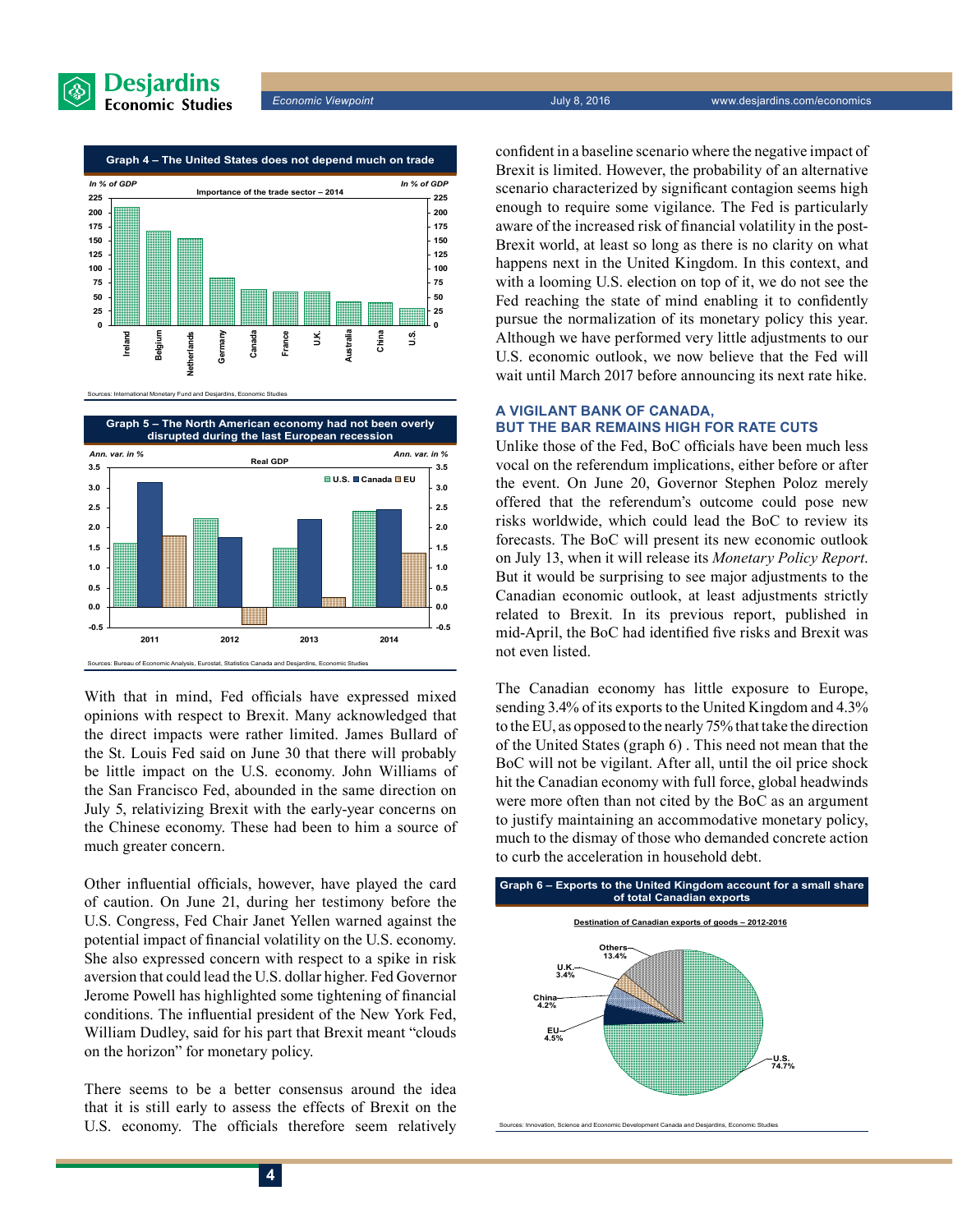**Graph 4 – The United States does not depend much on trade**

Importance of the trade sector – 2014 (In % of GDP)

Sources: International Monetary Fund and Desjardins, Economic Studies

**Graph 5 – The North American economy had not been overly disrupted during the last European recession**

Real GDP (Ann. var. in %)

Sources: Bureau of Economic Analysis, Eurostat, Statistics Canada and Desjardins, Economic Studies

With that in mind, Fed officials have expressed mixed opinions with respect to Brexit. Many acknowledged that the direct impacts were rather limited. James Bullard of the St. Louis Fed said on June 30 that there will probably be little impact on the U.S. economy. John Williams of the San Francisco Fed, abounded in the same direction on July 5, relativizing Brexit with the early-year concerns on the Chinese economy. These had been to him a source of much greater concern.

Other influential officials, however, have played the card of caution. On June 21, during her testimony before the U.S. Congress, Fed Chair Janet Yellen warned against the potential impact of financial volatility on the U.S. economy. She also expressed concern with respect to a spike in risk aversion that could lead the U.S. dollar higher. Fed Governor Jerome Powell has highlighted some tightening of financial conditions. The influential president of the New York Fed, William Dudley, said for his part that Brexit meant "clouds on the horizon" for monetary policy.

There seems to be a better consensus around the idea that it is still early to assess the effects of Brexit on the U.S. economy. The officials therefore seem relatively confident in a baseline scenario where the negative impact of Brexit is limited. However, the probability of an alternative scenario characterized by significant contagion seems high enough to require some vigilance. The Fed is particularly aware of the increased risk of financial volatility in the post-Brexit world, at least so long as there is no clarity on what happens next in the United Kingdom. In this context, and with a looming U.S. election on top of it, we do not see the Fed reaching the state of mind enabling it to confidently pursue the normalization of its monetary policy this year. Although we have performed very little adjustments to our U.S. economic outlook, we now believe that the Fed will wait until March 2017 before announcing its next rate hike.

## A VIGILANT BANK OF CANADA, BUT THE BAR REMAINS HIGH FOR RATE CUTS

Unlike those of the Fed, BoC officials have been much less vocal on the referendum implications, either before or after the event. On June 20, Governor Stephen Poloz merely offered that the referendum's outcome could pose new risks worldwide, which could lead the BoC to review its forecasts. The BoC will present its new economic outlook on July 13, when it will release its *Monetary Policy Report*. But it would be surprising to see major adjustments to the Canadian economic outlook, at least adjustments strictly related to Brexit. In its previous report, published in mid-April, the BoC had identified five risks and Brexit was not even listed.

The Canadian economy has little exposure to Europe, sending 3.4% of its exports to the United Kingdom and 4.3% to the EU, as opposed to the nearly 75% that take the direction of the United States (graph 6) . This need not mean that the BoC will not be vigilant. After all, until the oil price shock hit the Canadian economy with full force, global headwinds were more often than not cited by the BoC as an argument to justify maintaining an accommodative monetary policy, much to the dismay of those who demanded concrete action to curb the acceleration in household debt.

**Graph 6 – Exports to the United Kingdom account for a small share of total Canadian exports**

Destination of Canadian exports of goods – 2012-2016

Sources: Innovation, Science and Economic Development Canada and Desjardins, Economic Studies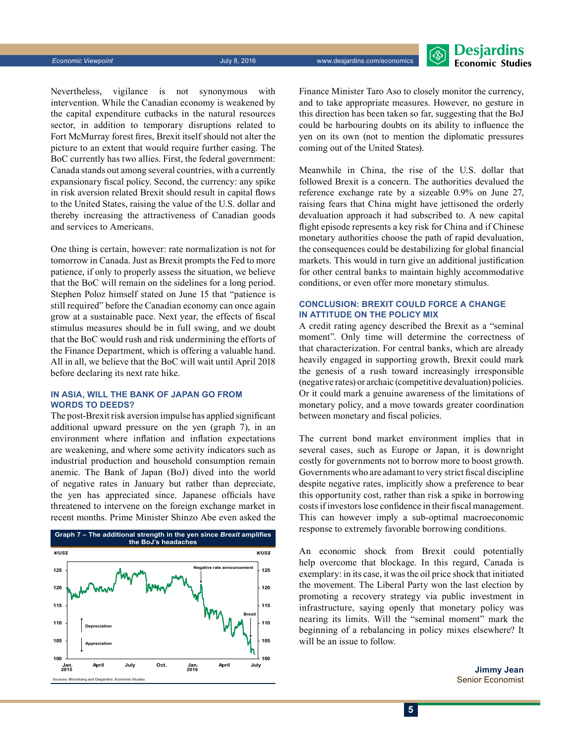Nevertheless, vigilance is not synonymous with intervention. While the Canadian economy is weakened by the capital expenditure cutbacks in the natural resources sector, in addition to temporary disruptions related to Fort McMurray forest fires, Brexit itself should not alter the picture to an extent that would require further easing. The BoC currently has two allies. First, the federal government: Canada stands out among several countries, with a currently expansionary fiscal policy. Second, the currency: any spike in risk aversion related Brexit should result in capital flows to the United States, raising the value of the U.S. dollar and thereby increasing the attractiveness of Canadian goods and services to Americans.

One thing is certain, however: rate normalization is not for tomorrow in Canada. Just as Brexit prompts the Fed to more patience, if only to properly assess the situation, we believe that the BoC will remain on the sidelines for a long period. Stephen Poloz himself stated on June 15 that "patience is still required" before the Canadian economy can once again grow at a sustainable pace. Next year, the effects of fiscal stimulus measures should be in full swing, and we doubt that the BoC would rush and risk undermining the efforts of the Finance Department, which is offering a valuable hand. All in all, we believe that the BoC will wait until April 2018 before declaring its next rate hike.

## IN ASIA, WILL THE BANK OF JAPAN GO FROM WORDS TO DEEDS?

The post-Brexit risk aversion impulse has applied significant additional upward pressure on the yen (graph 7), in an environment where inflation and inflation expectations are weakening, and where some activity indicators such as industrial production and household consumption remain anemic. The Bank of Japan (BoJ) dived into the world of negative rates in January but rather than depreciate, the yen has appreciated since. Japanese officials have threatened to intervene on the foreign exchange market in recent months. Prime Minister Shinzo Abe even asked the Finance Minister Taro Aso to closely monitor the currency, and to take appropriate measures. However, no gesture in this direction has been taken so far, suggesting that the BoJ could be harbouring doubts on its ability to influence the yen on its own (not to mention the diplomatic pressures coming out of the United States).

**Graph 7 – The additional strength in the yen since *Brexit* amplifies the BoJ's headaches**

¥/US$ ¥/US$

125, 120, 115, 110, 105, 100

Negative rate announcement

Brexit

Depreciation

Appreciation

Jan. 2015, April, July, Oct., Jan. 2016, April, July

Sources: Bloomberg and Desjardins, Economic Studies

Meanwhile in China, the rise of the U.S. dollar that followed Brexit is a concern. The authorities devalued the reference exchange rate by a sizeable 0.9% on June 27, raising fears that China might have jettisoned the orderly devaluation approach it had subscribed to. A new capital flight episode represents a key risk for China and if Chinese monetary authorities choose the path of rapid devaluation, the consequences could be destabilizing for global financial markets. This would in turn give an additional justification for other central banks to maintain highly accommodative conditions, or even offer more monetary stimulus.

## CONCLUSION: BREXIT COULD FORCE A CHANGE IN ATTITUDE ON THE POLICY MIX

A credit rating agency described the Brexit as a "seminal moment". Only time will determine the correctness of that characterization. For central banks, which are already heavily engaged in supporting growth, Brexit could mark the genesis of a rush toward increasingly irresponsible (negative rates) or archaic (competitive devaluation) policies. Or it could mark a genuine awareness of the limitations of monetary policy, and a move towards greater coordination between monetary and fiscal policies.

The current bond market environment implies that in several cases, such as Europe or Japan, it is downright costly for governments not to borrow more to boost growth. Governments who are adamant to very strict fiscal discipline despite negative rates, implicitly show a preference to bear this opportunity cost, rather than risk a spike in borrowing costs if investors lose confidence in their fiscal management. This can however imply a sub-optimal macroeconomic response to extremely favorable borrowing conditions.

An economic shock from Brexit could potentially help overcome that blockage. In this regard, Canada is exemplary: in its case, it was the oil price shock that initiated the movement. The Liberal Party won the last election by promoting a recovery strategy via public investment in infrastructure, saying openly that monetary policy was nearing its limits. Will the "seminal moment" mark the beginning of a rebalancing in policy mixes elsewhere? It will be an issue to follow.

**Jimmy Jean**
Senior Economist